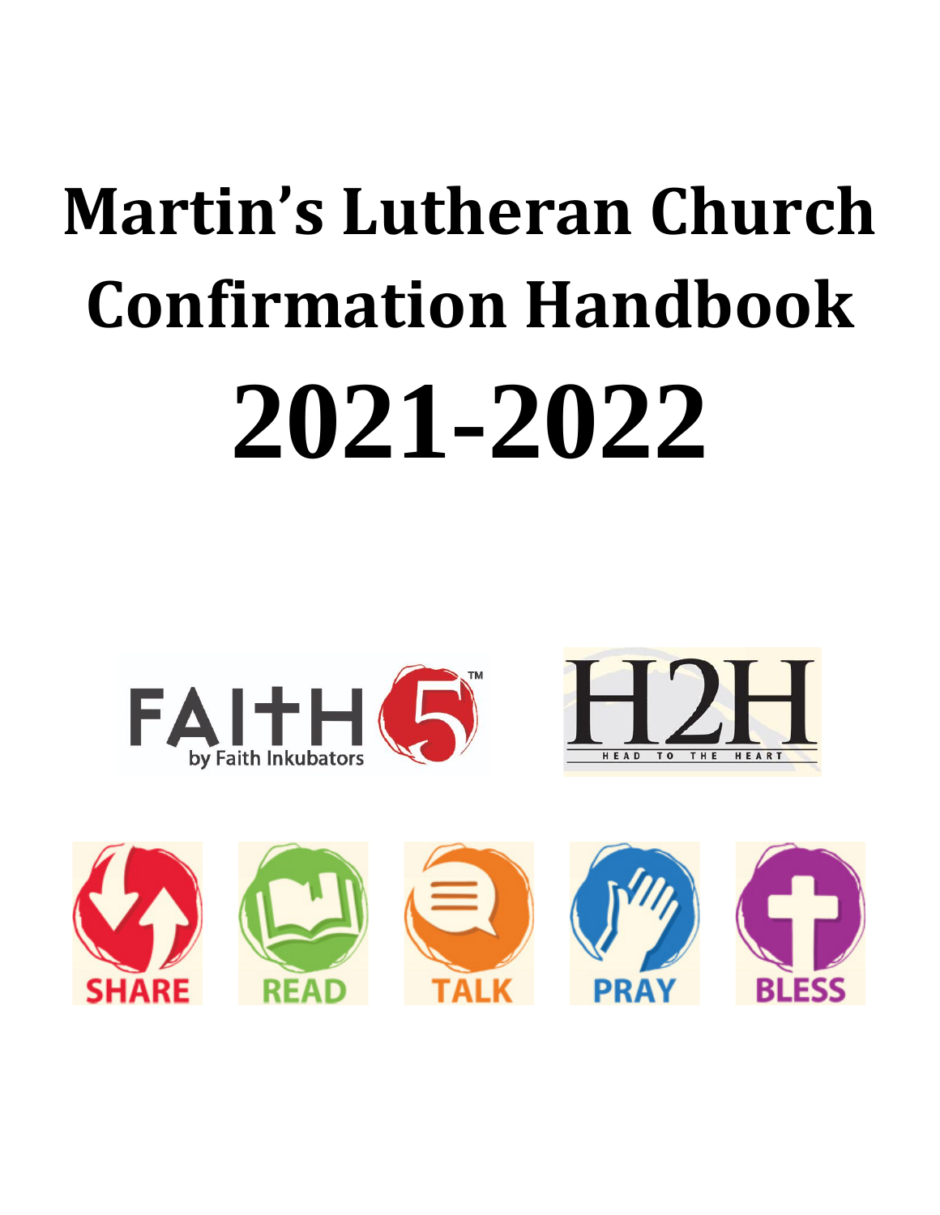# Martin's Lutheran Church Confirmation Handbook

# 2021-2022

FAITH 5™ by Faith Inkubators

H2H HEAD TO THE HEART

SHARE READ TALK PRAY BLESS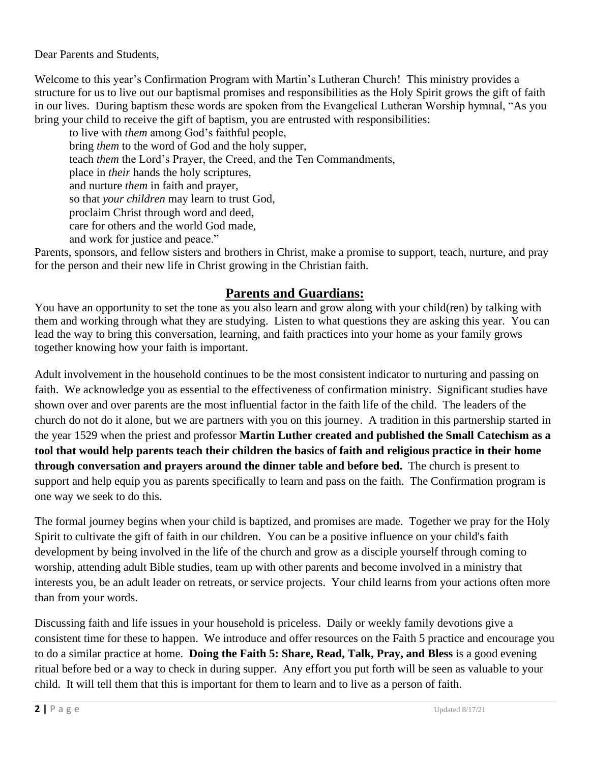Dear Parents and Students,

Welcome to this year's Confirmation Program with Martin's Lutheran Church! This ministry provides a structure for us to live out our baptismal promises and responsibilities as the Holy Spirit grows the gift of faith in our lives. During baptism these words are spoken from the Evangelical Lutheran Worship hymnal, "As you bring your child to receive the gift of baptism, you are entrusted with responsibilities:

> to live with *them* among God's faithful people,
> bring *them* to the word of God and the holy supper,
> teach *them* the Lord's Prayer, the Creed, and the Ten Commandments,
> place in *their* hands the holy scriptures,
> and nurture *them* in faith and prayer,
> so that *your children* may learn to trust God,
> proclaim Christ through word and deed,
> care for others and the world God made,
> and work for justice and peace."

Parents, sponsors, and fellow sisters and brothers in Christ, make a promise to support, teach, nurture, and pray for the person and their new life in Christ growing in the Christian faith.

## Parents and Guardians:

You have an opportunity to set the tone as you also learn and grow along with your child(ren) by talking with them and working through what they are studying. Listen to what questions they are asking this year. You can lead the way to bring this conversation, learning, and faith practices into your home as your family grows together knowing how your faith is important.

Adult involvement in the household continues to be the most consistent indicator to nurturing and passing on faith. We acknowledge you as essential to the effectiveness of confirmation ministry. Significant studies have shown over and over parents are the most influential factor in the faith life of the child. The leaders of the church do not do it alone, but we are partners with you on this journey. A tradition in this partnership started in the year 1529 when the priest and professor **Martin Luther created and published the Small Catechism as a tool that would help parents teach their children the basics of faith and religious practice in their home through conversation and prayers around the dinner table and before bed.** The church is present to support and help equip you as parents specifically to learn and pass on the faith. The Confirmation program is one way we seek to do this.

The formal journey begins when your child is baptized, and promises are made. Together we pray for the Holy Spirit to cultivate the gift of faith in our children. You can be a positive influence on your child's faith development by being involved in the life of the church and grow as a disciple yourself through coming to worship, attending adult Bible studies, team up with other parents and become involved in a ministry that interests you, be an adult leader on retreats, or service projects. Your child learns from your actions often more than from your words.

Discussing faith and life issues in your household is priceless. Daily or weekly family devotions give a consistent time for these to happen. We introduce and offer resources on the Faith 5 practice and encourage you to do a similar practice at home. **Doing the Faith 5: Share, Read, Talk, Pray, and Bless** is a good evening ritual before bed or a way to check in during supper. Any effort you put forth will be seen as valuable to your child. It will tell them that this is important for them to learn and to live as a person of faith.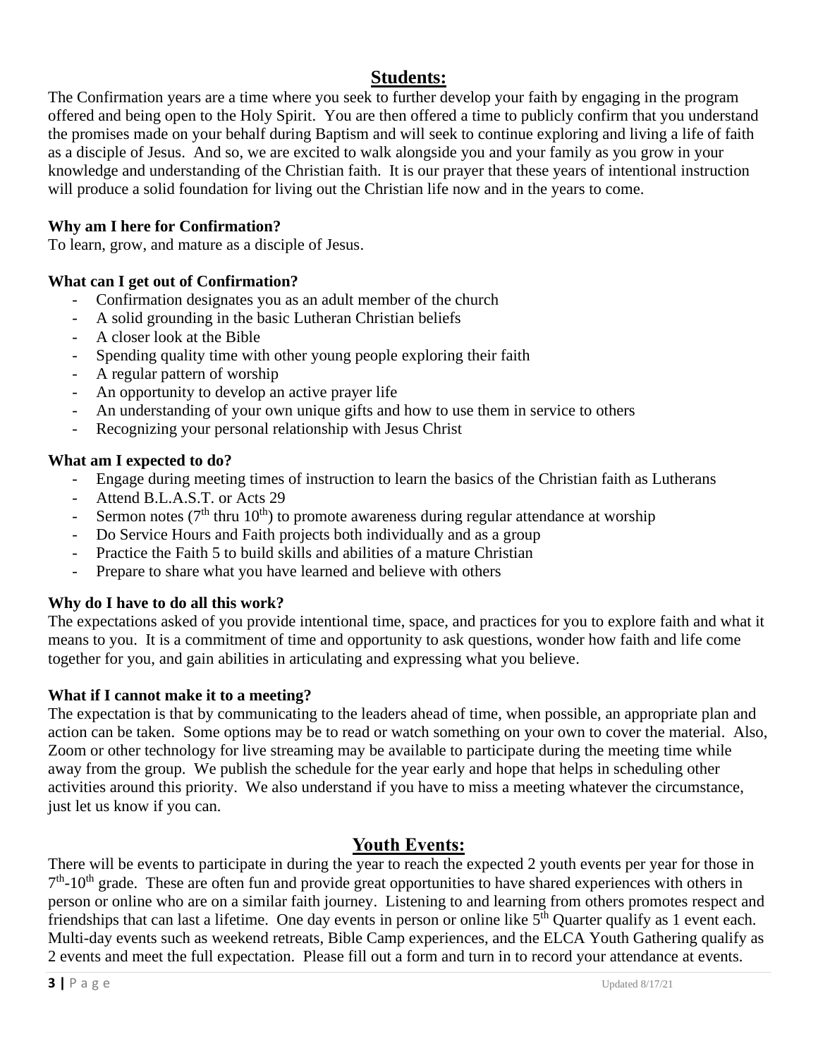## Students:

The Confirmation years are a time where you seek to further develop your faith by engaging in the program offered and being open to the Holy Spirit. You are then offered a time to publicly confirm that you understand the promises made on your behalf during Baptism and will seek to continue exploring and living a life of faith as a disciple of Jesus. And so, we are excited to walk alongside you and your family as you grow in your knowledge and understanding of the Christian faith. It is our prayer that these years of intentional instruction will produce a solid foundation for living out the Christian life now and in the years to come.

**Why am I here for Confirmation?**

To learn, grow, and mature as a disciple of Jesus.

**What can I get out of Confirmation?**

- Confirmation designates you as an adult member of the church
- A solid grounding in the basic Lutheran Christian beliefs
- A closer look at the Bible
- Spending quality time with other young people exploring their faith
- A regular pattern of worship
- An opportunity to develop an active prayer life
- An understanding of your own unique gifts and how to use them in service to others
- Recognizing your personal relationship with Jesus Christ

**What am I expected to do?**

- Engage during meeting times of instruction to learn the basics of the Christian faith as Lutherans
- Attend B.L.A.S.T. or Acts 29
- Sermon notes (7th thru 10th) to promote awareness during regular attendance at worship
- Do Service Hours and Faith projects both individually and as a group
- Practice the Faith 5 to build skills and abilities of a mature Christian
- Prepare to share what you have learned and believe with others

**Why do I have to do all this work?**

The expectations asked of you provide intentional time, space, and practices for you to explore faith and what it means to you. It is a commitment of time and opportunity to ask questions, wonder how faith and life come together for you, and gain abilities in articulating and expressing what you believe.

**What if I cannot make it to a meeting?**

The expectation is that by communicating to the leaders ahead of time, when possible, an appropriate plan and action can be taken. Some options may be to read or watch something on your own to cover the material. Also, Zoom or other technology for live streaming may be available to participate during the meeting time while away from the group. We publish the schedule for the year early and hope that helps in scheduling other activities around this priority. We also understand if you have to miss a meeting whatever the circumstance, just let us know if you can.

## Youth Events:

There will be events to participate in during the year to reach the expected 2 youth events per year for those in 7th-10th grade. These are often fun and provide great opportunities to have shared experiences with others in person or online who are on a similar faith journey. Listening to and learning from others promotes respect and friendships that can last a lifetime. One day events in person or online like 5th Quarter qualify as 1 event each. Multi-day events such as weekend retreats, Bible Camp experiences, and the ELCA Youth Gathering qualify as 2 events and meet the full expectation. Please fill out a form and turn in to record your attendance at events.

Updated 8/17/21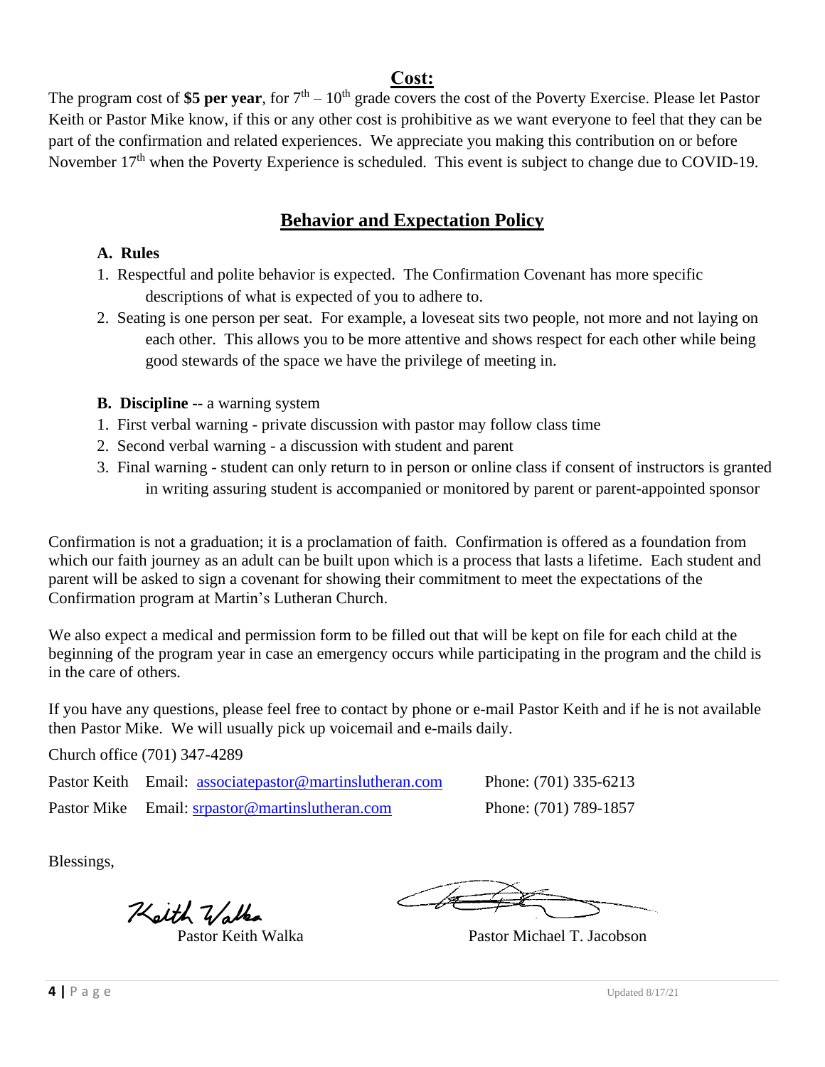## Cost:

The program cost of **$5 per year**, for 7th – 10th grade covers the cost of the Poverty Exercise. Please let Pastor Keith or Pastor Mike know, if this or any other cost is prohibitive as we want everyone to feel that they can be part of the confirmation and related experiences. We appreciate you making this contribution on or before November 17th when the Poverty Experience is scheduled. This event is subject to change due to COVID-19.

## Behavior and Expectation Policy

**A. Rules**

1. Respectful and polite behavior is expected. The Confirmation Covenant has more specific descriptions of what is expected of you to adhere to.
2. Seating is one person per seat. For example, a loveseat sits two people, not more and not laying on each other. This allows you to be more attentive and shows respect for each other while being good stewards of the space we have the privilege of meeting in.

**B. Discipline** -- a warning system

1. First verbal warning - private discussion with pastor may follow class time
2. Second verbal warning - a discussion with student and parent
3. Final warning - student can only return to in person or online class if consent of instructors is granted in writing assuring student is accompanied or monitored by parent or parent-appointed sponsor

Confirmation is not a graduation; it is a proclamation of faith. Confirmation is offered as a foundation from which our faith journey as an adult can be built upon which is a process that lasts a lifetime. Each student and parent will be asked to sign a covenant for showing their commitment to meet the expectations of the Confirmation program at Martin's Lutheran Church.

We also expect a medical and permission form to be filled out that will be kept on file for each child at the beginning of the program year in case an emergency occurs while participating in the program and the child is in the care of others.

If you have any questions, please feel free to contact by phone or e-mail Pastor Keith and if he is not available then Pastor Mike. We will usually pick up voicemail and e-mails daily.

Church office (701) 347-4289

| | | |
|---|---|---|
| Pastor Keith | Email: associatepastor@martinslutheran.com | Phone: (701) 335-6213 |
| Pastor Mike | Email: srpastor@martinslutheran.com | Phone: (701) 789-1857 |

Blessings,

Keith Walka

Pastor Keith Walka

Pastor Michael T. Jacobson

Updated 8/17/21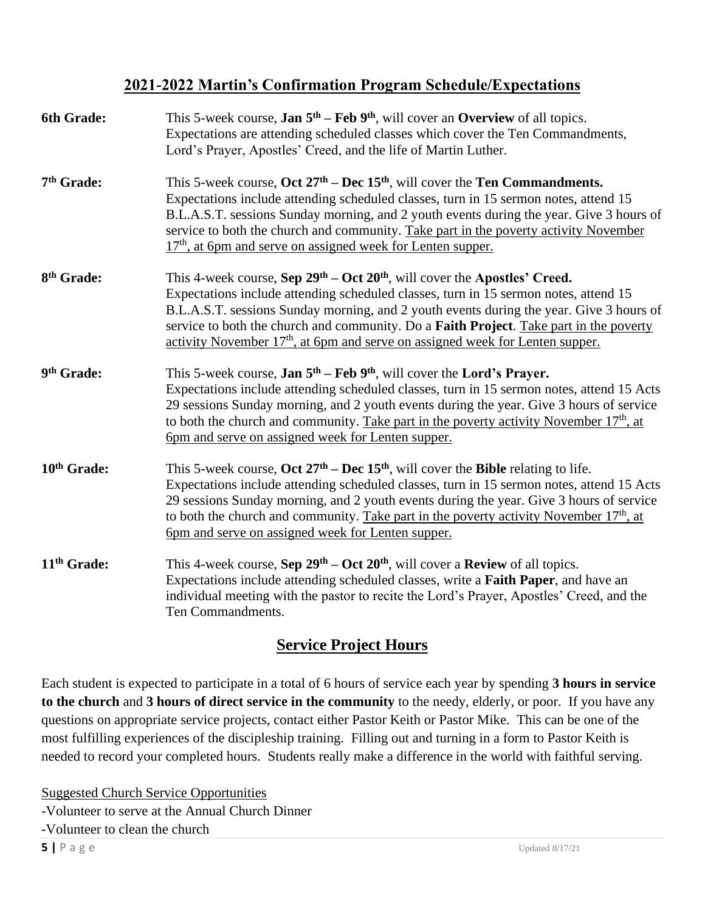# 2021-2022 Martin's Confirmation Program Schedule/Expectations

**6th Grade:** This 5-week course, **Jan 5th – Feb 9th**, will cover an **Overview** of all topics. Expectations are attending scheduled classes which cover the Ten Commandments, Lord's Prayer, Apostles' Creed, and the life of Martin Luther.

**7th Grade:** This 5-week course, **Oct 27th – Dec 15th**, will cover the **Ten Commandments.** Expectations include attending scheduled classes, turn in 15 sermon notes, attend 15 B.L.A.S.T. sessions Sunday morning, and 2 youth events during the year. Give 3 hours of service to both the church and community. Take part in the poverty activity November 17th, at 6pm and serve on assigned week for Lenten supper.

**8th Grade:** This 4-week course, **Sep 29th – Oct 20th**, will cover the **Apostles' Creed.** Expectations include attending scheduled classes, turn in 15 sermon notes, attend 15 B.L.A.S.T. sessions Sunday morning, and 2 youth events during the year. Give 3 hours of service to both the church and community. Do a **Faith Project**. Take part in the poverty activity November 17th, at 6pm and serve on assigned week for Lenten supper.

**9th Grade:** This 5-week course, **Jan 5th – Feb 9th**, will cover the **Lord's Prayer.** Expectations include attending scheduled classes, turn in 15 sermon notes, attend 15 Acts 29 sessions Sunday morning, and 2 youth events during the year. Give 3 hours of service to both the church and community. Take part in the poverty activity November 17th, at 6pm and serve on assigned week for Lenten supper.

**10th Grade:** This 5-week course, **Oct 27th – Dec 15th**, will cover the **Bible** relating to life. Expectations include attending scheduled classes, turn in 15 sermon notes, attend 15 Acts 29 sessions Sunday morning, and 2 youth events during the year. Give 3 hours of service to both the church and community. Take part in the poverty activity November 17th, at 6pm and serve on assigned week for Lenten supper.

**11th Grade:** This 4-week course, **Sep 29th – Oct 20th**, will cover a **Review** of all topics. Expectations include attending scheduled classes, write a **Faith Paper**, and have an individual meeting with the pastor to recite the Lord's Prayer, Apostles' Creed, and the Ten Commandments.

## Service Project Hours

Each student is expected to participate in a total of 6 hours of service each year by spending **3 hours in service to the church** and **3 hours of direct service in the community** to the needy, elderly, or poor. If you have any questions on appropriate service projects, contact either Pastor Keith or Pastor Mike. This can be one of the most fulfilling experiences of the discipleship training. Filling out and turning in a form to Pastor Keith is needed to record your completed hours. Students really make a difference in the world with faithful serving.

Suggested Church Service Opportunities

- Volunteer to serve at the Annual Church Dinner
- Volunteer to clean the church

Updated 8/17/21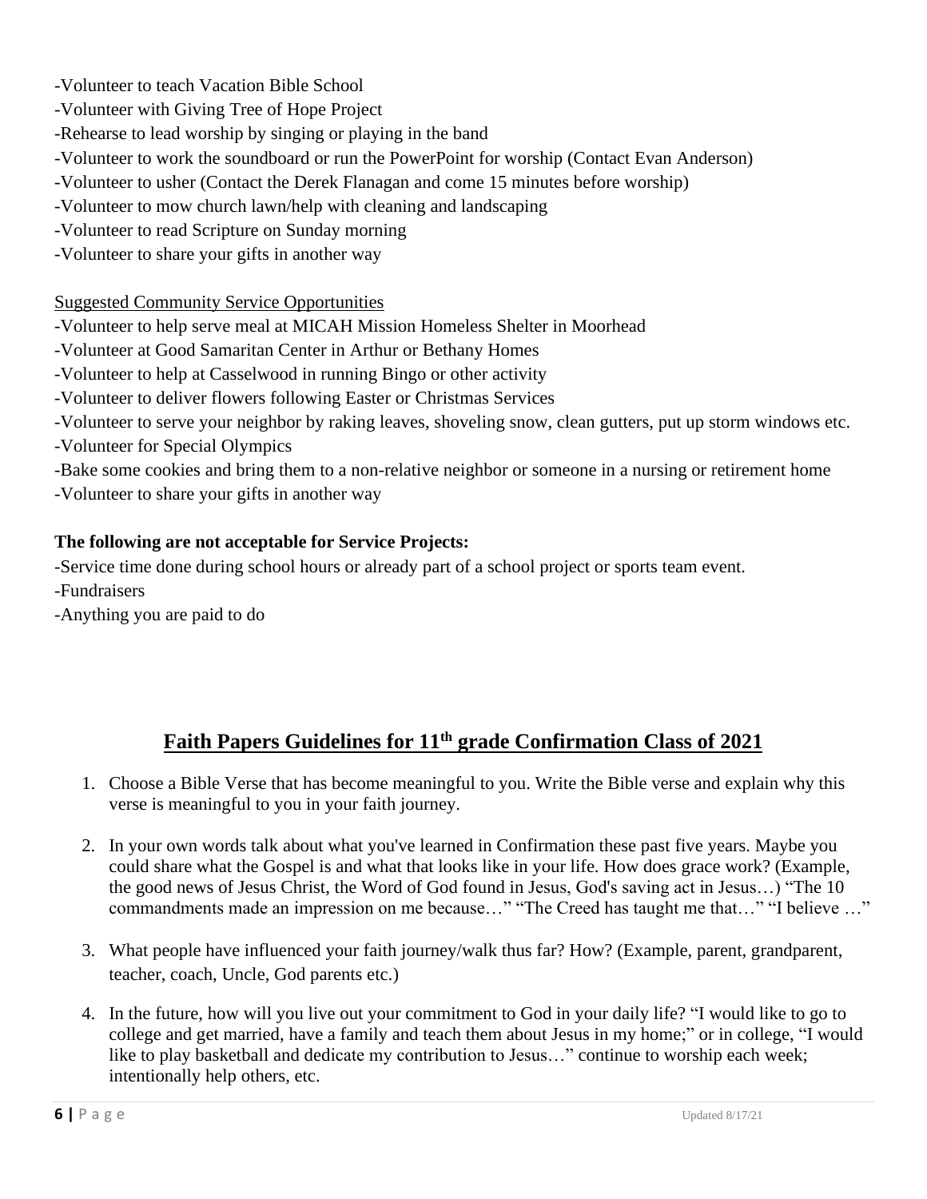-Volunteer to teach Vacation Bible School
-Volunteer with Giving Tree of Hope Project
-Rehearse to lead worship by singing or playing in the band
-Volunteer to work the soundboard or run the PowerPoint for worship (Contact Evan Anderson)
-Volunteer to usher (Contact the Derek Flanagan and come 15 minutes before worship)
-Volunteer to mow church lawn/help with cleaning and landscaping
-Volunteer to read Scripture on Sunday morning
-Volunteer to share your gifts in another way

Suggested Community Service Opportunities

-Volunteer to help serve meal at MICAH Mission Homeless Shelter in Moorhead
-Volunteer at Good Samaritan Center in Arthur or Bethany Homes
-Volunteer to help at Casselwood in running Bingo or other activity
-Volunteer to deliver flowers following Easter or Christmas Services
-Volunteer to serve your neighbor by raking leaves, shoveling snow, clean gutters, put up storm windows etc.
-Volunteer for Special Olympics
-Bake some cookies and bring them to a non-relative neighbor or someone in a nursing or retirement home
-Volunteer to share your gifts in another way

**The following are not acceptable for Service Projects:**

-Service time done during school hours or already part of a school project or sports team event.
-Fundraisers
-Anything you are paid to do

## Faith Papers Guidelines for 11th grade Confirmation Class of 2021

1. Choose a Bible Verse that has become meaningful to you. Write the Bible verse and explain why this verse is meaningful to you in your faith journey.
2. In your own words talk about what you've learned in Confirmation these past five years. Maybe you could share what the Gospel is and what that looks like in your life. How does grace work? (Example, the good news of Jesus Christ, the Word of God found in Jesus, God's saving act in Jesus…) "The 10 commandments made an impression on me because…" "The Creed has taught me that…" "I believe …"
3. What people have influenced your faith journey/walk thus far? How? (Example, parent, grandparent, teacher, coach, Uncle, God parents etc.)
4. In the future, how will you live out your commitment to God in your daily life? "I would like to go to college and get married, have a family and teach them about Jesus in my home;" or in college, "I would like to play basketball and dedicate my contribution to Jesus…" continue to worship each week; intentionally help others, etc.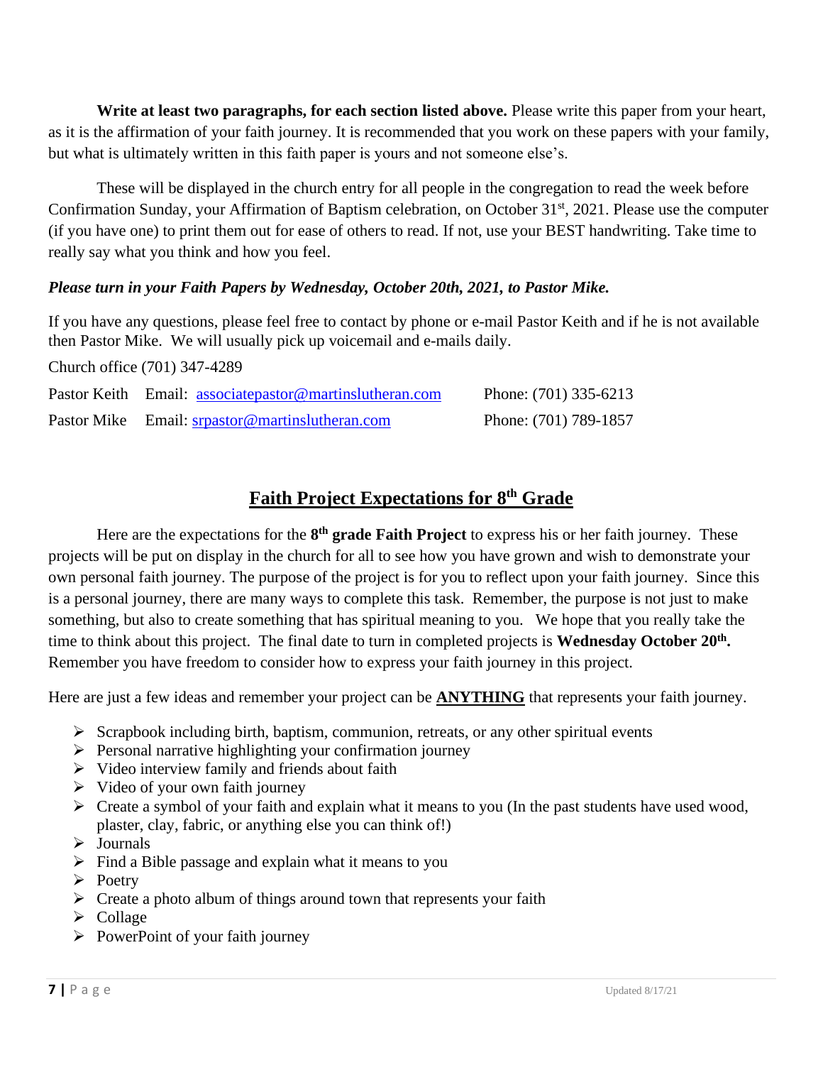**Write at least two paragraphs, for each section listed above.** Please write this paper from your heart, as it is the affirmation of your faith journey. It is recommended that you work on these papers with your family, but what is ultimately written in this faith paper is yours and not someone else's.

These will be displayed in the church entry for all people in the congregation to read the week before Confirmation Sunday, your Affirmation of Baptism celebration, on October 31st, 2021. Please use the computer (if you have one) to print them out for ease of others to read. If not, use your BEST handwriting. Take time to really say what you think and how you feel.

***Please turn in your Faith Papers by Wednesday, October 20th, 2021, to Pastor Mike.***

If you have any questions, please feel free to contact by phone or e-mail Pastor Keith and if he is not available then Pastor Mike. We will usually pick up voicemail and e-mails daily.

Church office (701) 347-4289

| | | |
|---|---|---|
| Pastor Keith | Email: associatepastor@martinslutheran.com | Phone: (701) 335-6213 |
| Pastor Mike | Email: srpastor@martinslutheran.com | Phone: (701) 789-1857 |

## Faith Project Expectations for 8th Grade

Here are the expectations for the **8th grade Faith Project** to express his or her faith journey. These projects will be put on display in the church for all to see how you have grown and wish to demonstrate your own personal faith journey. The purpose of the project is for you to reflect upon your faith journey. Since this is a personal journey, there are many ways to complete this task. Remember, the purpose is not just to make something, but also to create something that has spiritual meaning to you. We hope that you really take the time to think about this project. The final date to turn in completed projects is **Wednesday October 20th.** Remember you have freedom to consider how to express your faith journey in this project.

Here are just a few ideas and remember your project can be **ANYTHING** that represents your faith journey.

- Scrapbook including birth, baptism, communion, retreats, or any other spiritual events
- Personal narrative highlighting your confirmation journey
- Video interview family and friends about faith
- Video of your own faith journey
- Create a symbol of your faith and explain what it means to you (In the past students have used wood, plaster, clay, fabric, or anything else you can think of!)
- Journals
- Find a Bible passage and explain what it means to you
- Poetry
- Create a photo album of things around town that represents your faith
- Collage
- PowerPoint of your faith journey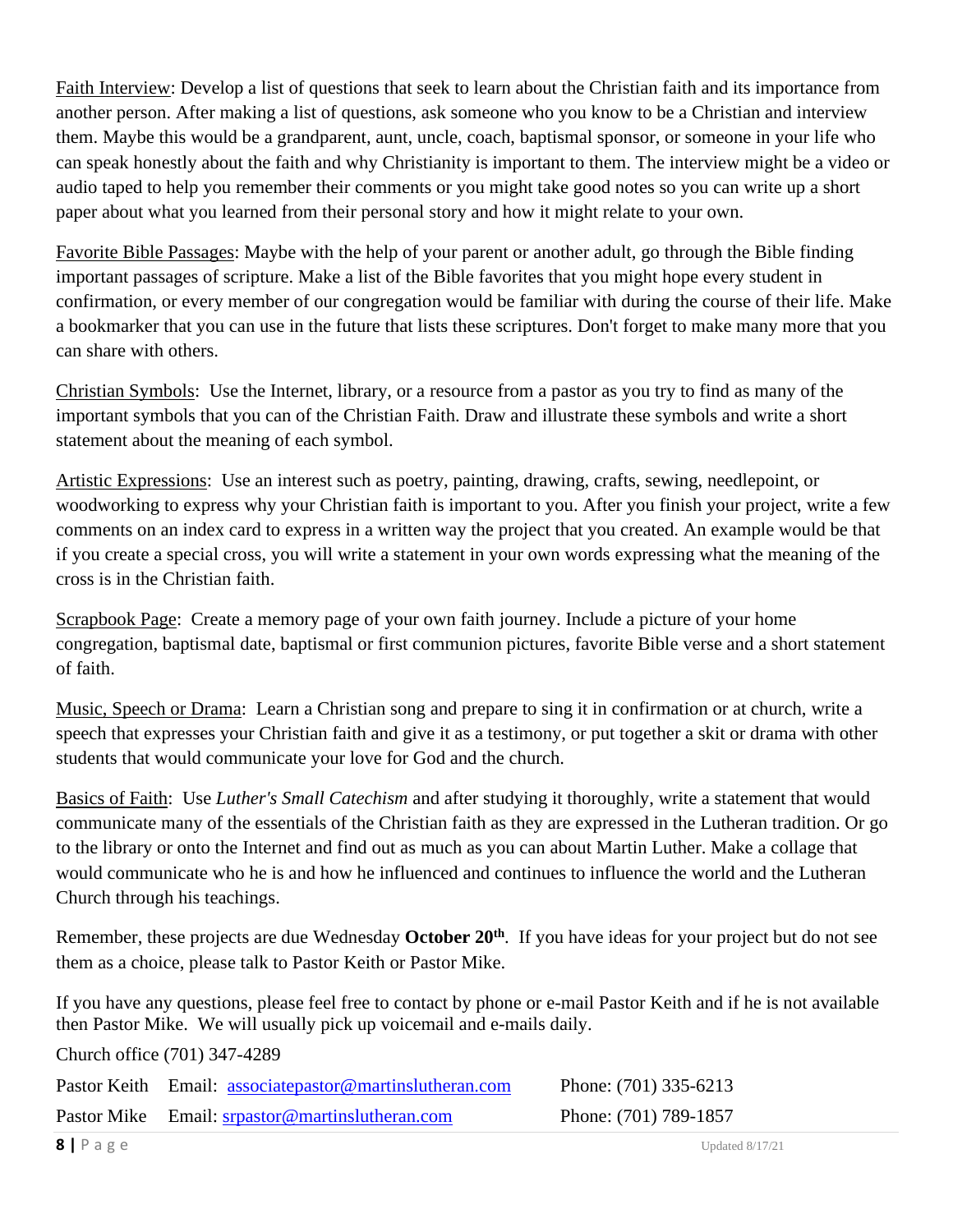<u>Faith Interview</u>: Develop a list of questions that seek to learn about the Christian faith and its importance from another person. After making a list of questions, ask someone who you know to be a Christian and interview them. Maybe this would be a grandparent, aunt, uncle, coach, baptismal sponsor, or someone in your life who can speak honestly about the faith and why Christianity is important to them. The interview might be a video or audio taped to help you remember their comments or you might take good notes so you can write up a short paper about what you learned from their personal story and how it might relate to your own.

<u>Favorite Bible Passages</u>: Maybe with the help of your parent or another adult, go through the Bible finding important passages of scripture. Make a list of the Bible favorites that you might hope every student in confirmation, or every member of our congregation would be familiar with during the course of their life. Make a bookmarker that you can use in the future that lists these scriptures. Don't forget to make many more that you can share with others.

<u>Christian Symbols</u>: Use the Internet, library, or a resource from a pastor as you try to find as many of the important symbols that you can of the Christian Faith. Draw and illustrate these symbols and write a short statement about the meaning of each symbol.

<u>Artistic Expressions</u>: Use an interest such as poetry, painting, drawing, crafts, sewing, needlepoint, or woodworking to express why your Christian faith is important to you. After you finish your project, write a few comments on an index card to express in a written way the project that you created. An example would be that if you create a special cross, you will write a statement in your own words expressing what the meaning of the cross is in the Christian faith.

<u>Scrapbook Page</u>: Create a memory page of your own faith journey. Include a picture of your home congregation, baptismal date, baptismal or first communion pictures, favorite Bible verse and a short statement of faith.

<u>Music, Speech or Drama</u>: Learn a Christian song and prepare to sing it in confirmation or at church, write a speech that expresses your Christian faith and give it as a testimony, or put together a skit or drama with other students that would communicate your love for God and the church.

<u>Basics of Faith</u>: Use *Luther's Small Catechism* and after studying it thoroughly, write a statement that would communicate many of the essentials of the Christian faith as they are expressed in the Lutheran tradition. Or go to the library or onto the Internet and find out as much as you can about Martin Luther. Make a collage that would communicate who he is and how he influenced and continues to influence the world and the Lutheran Church through his teachings.

Remember, these projects are due Wednesday **October 20th**. If you have ideas for your project but do not see them as a choice, please talk to Pastor Keith or Pastor Mike.

If you have any questions, please feel free to contact by phone or e-mail Pastor Keith and if he is not available then Pastor Mike. We will usually pick up voicemail and e-mails daily.

Church office (701) 347-4289

Pastor Keith Email: associatepastor@martinslutheran.com Phone: (701) 335-6213

Pastor Mike Email: srpastor@martinslutheran.com Phone: (701) 789-1857

Updated 8/17/21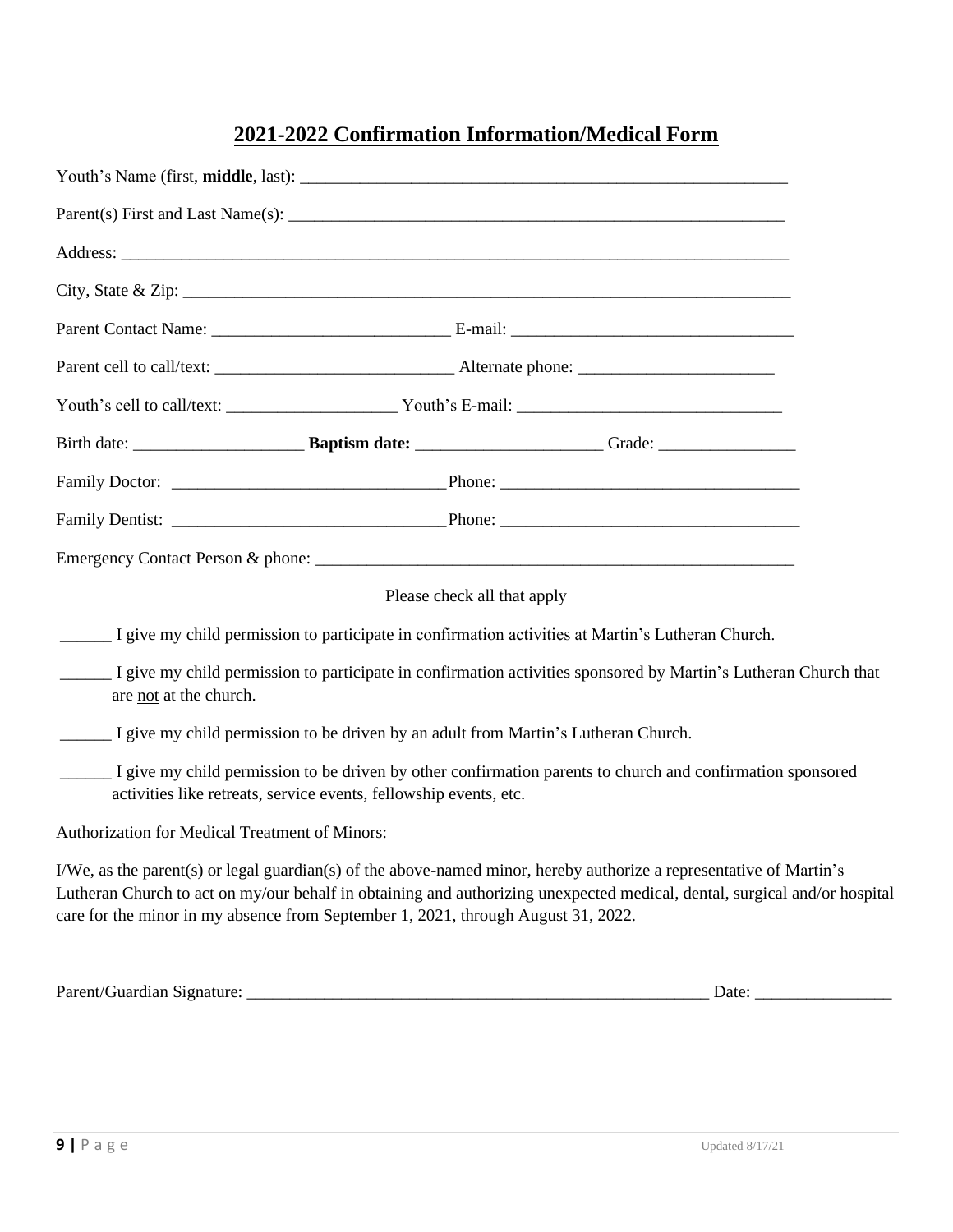## <u>2021-2022 Confirmation Information/Medical Form</u>

Youth's Name (first, **middle**, last): ___________________________________________________________

Parent(s) First and Last Name(s): ____________________________________________________________

Address: __________________________________________________________________________________

City, State & Zip: ___________________________________________________________________________

Parent Contact Name: ____________________________ E-mail: _________________________________

Parent cell to call/text: ____________________________ Alternate phone: _______________________

Youth's cell to call/text: ____________________ Youth's E-mail: _______________________________

Birth date: ____________________ **Baptism date:** ______________________ Grade: ________________

Family Doctor: ________________________________Phone: ___________________________________

Family Dentist: ________________________________Phone: ___________________________________

Emergency Contact Person & phone: _________________________________________________________

Please check all that apply

______ I give my child permission to participate in confirmation activities at Martin's Lutheran Church.

______ I give my child permission to participate in confirmation activities sponsored by Martin's Lutheran Church that are <u>not</u> at the church.

______ I give my child permission to be driven by an adult from Martin's Lutheran Church.

______ I give my child permission to be driven by other confirmation parents to church and confirmation sponsored activities like retreats, service events, fellowship events, etc.

Authorization for Medical Treatment of Minors:

I/We, as the parent(s) or legal guardian(s) of the above-named minor, hereby authorize a representative of Martin's Lutheran Church to act on my/our behalf in obtaining and authorizing unexpected medical, dental, surgical and/or hospital care for the minor in my absence from September 1, 2021, through August 31, 2022.

Parent/Guardian Signature: ________________________________________________________ Date: ________________

Updated 8/17/21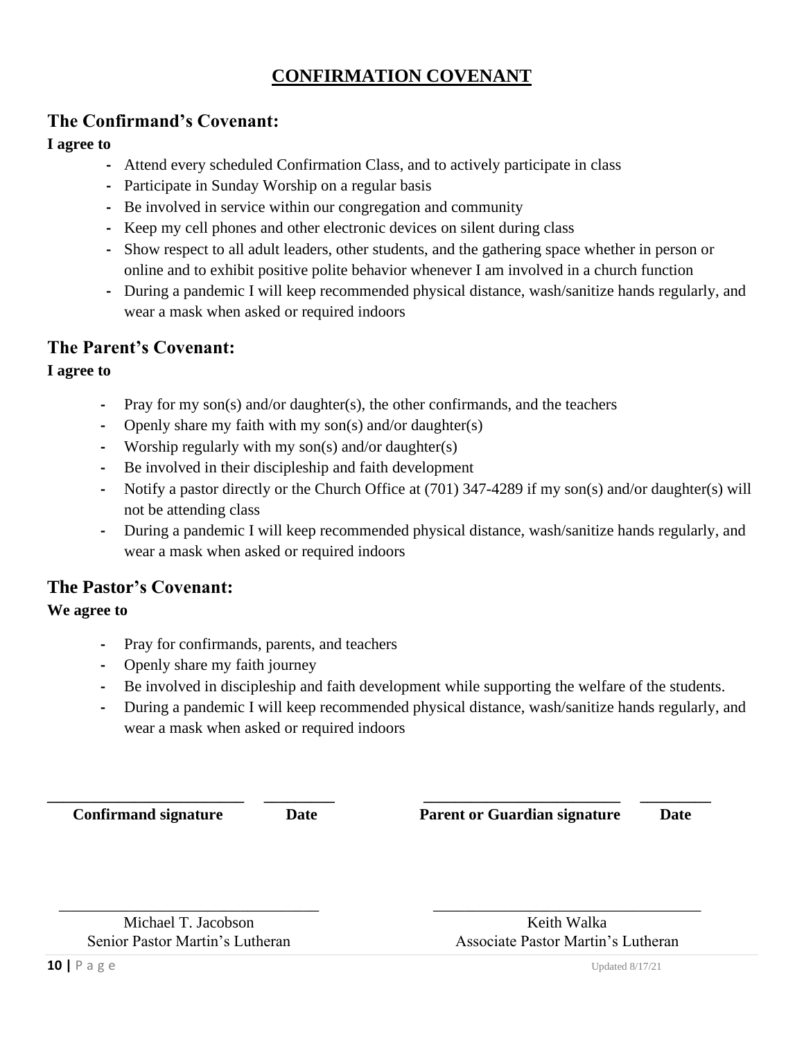# CONFIRMATION COVENANT

## The Confirmand's Covenant:

**I agree to**

- Attend every scheduled Confirmation Class, and to actively participate in class
- Participate in Sunday Worship on a regular basis
- Be involved in service within our congregation and community
- Keep my cell phones and other electronic devices on silent during class
- Show respect to all adult leaders, other students, and the gathering space whether in person or online and to exhibit positive polite behavior whenever I am involved in a church function
- During a pandemic I will keep recommended physical distance, wash/sanitize hands regularly, and wear a mask when asked or required indoors

## The Parent's Covenant:

**I agree to**

- Pray for my son(s) and/or daughter(s), the other confirmands, and the teachers
- Openly share my faith with my son(s) and/or daughter(s)
- Worship regularly with my son(s) and/or daughter(s)
- Be involved in their discipleship and faith development
- Notify a pastor directly or the Church Office at (701) 347-4289 if my son(s) and/or daughter(s) will not be attending class
- During a pandemic I will keep recommended physical distance, wash/sanitize hands regularly, and wear a mask when asked or required indoors

## The Pastor's Covenant:

**We agree to**

- Pray for confirmands, parents, and teachers
- Openly share my faith journey
- Be involved in discipleship and faith development while supporting the welfare of the students.
- During a pandemic I will keep recommended physical distance, wash/sanitize hands regularly, and wear a mask when asked or required indoors

________________________ ________
**Confirmand signature** **Date**

________________________ ________
**Parent or Guardian signature** **Date**

________________________________
Michael T. Jacobson
Senior Pastor Martin's Lutheran

________________________________
Keith Walka
Associate Pastor Martin's Lutheran

Updated 8/17/21